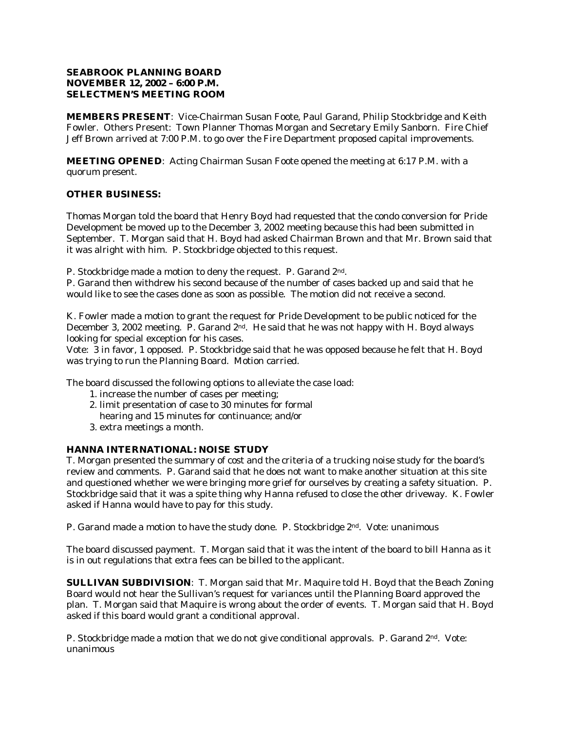**SEABROOK PLANNING BOARD**
**NOVEMBER 12, 2002 – 6:00 P.M.**
**SELECTMEN'S MEETING ROOM**

**MEMBERS PRESENT**: Vice-Chairman Susan Foote, Paul Garand, Philip Stockbridge and Keith Fowler. Others Present: Town Planner Thomas Morgan and Secretary Emily Sanborn. Fire Chief Jeff Brown arrived at 7:00 P.M. to go over the Fire Department proposed capital improvements.

**MEETING OPENED**: Acting Chairman Susan Foote opened the meeting at 6:17 P.M. with a quorum present.

**OTHER BUSINESS:**

Thomas Morgan told the board that Henry Boyd had requested that the condo conversion for Pride Development be moved up to the December 3, 2002 meeting because this had been submitted in September. T. Morgan said that H. Boyd had asked Chairman Brown and that Mr. Brown said that it was alright with him. P. Stockbridge objected to this request.

P. Stockbridge made a motion to deny the request. P. Garand 2nd.
P. Garand then withdrew his second because of the number of cases backed up and said that he would like to see the cases done as soon as possible. The motion did not receive a second.

K. Fowler made a motion to grant the request for Pride Development to be public noticed for the December 3, 2002 meeting. P. Garand 2nd. He said that he was not happy with H. Boyd always looking for special exception for his cases.
Vote: 3 in favor, 1 opposed. P. Stockbridge said that he was opposed because he felt that H. Boyd was trying to run the Planning Board. Motion carried.

The board discussed the following options to alleviate the case load:

1. increase the number of cases per meeting;
2. limit presentation of case to 30 minutes for formal hearing and 15 minutes for continuance; and/or
3. extra meetings a month.

**HANNA INTERNATIONAL: NOISE STUDY**
T. Morgan presented the summary of cost and the criteria of a trucking noise study for the board's review and comments. P. Garand said that he does not want to make another situation at this site and questioned whether we were bringing more grief for ourselves by creating a safety situation. P. Stockbridge said that it was a spite thing why Hanna refused to close the other driveway. K. Fowler asked if Hanna would have to pay for this study.

P. Garand made a motion to have the study done. P. Stockbridge 2nd. Vote: unanimous

The board discussed payment. T. Morgan said that it was the intent of the board to bill Hanna as it is in out regulations that extra fees can be billed to the applicant.

**SULLIVAN SUBDIVISION**: T. Morgan said that Mr. Maquire told H. Boyd that the Beach Zoning Board would not hear the Sullivan's request for variances until the Planning Board approved the plan. T. Morgan said that Maquire is wrong about the order of events. T. Morgan said that H. Boyd asked if this board would grant a conditional approval.

P. Stockbridge made a motion that we do not give conditional approvals. P. Garand 2nd. Vote: unanimous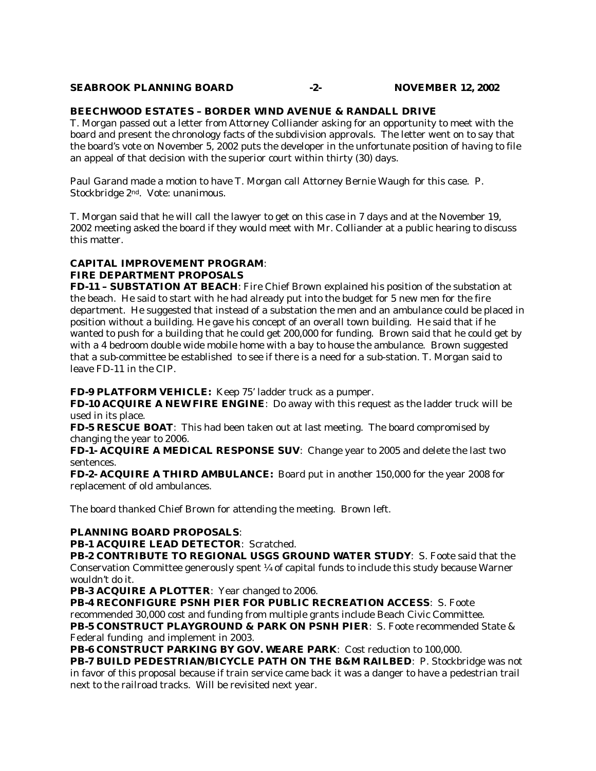## BEECHWOOD ESTATES – BORDER WIND AVENUE & RANDALL DRIVE

T. Morgan passed out a letter from Attorney Colliander asking for an opportunity to meet with the board and present the chronology facts of the subdivision approvals. The letter went on to say that the board's vote on November 5, 2002 puts the developer in the unfortunate position of having to file an appeal of that decision with the superior court within thirty (30) days.

Paul Garand made a motion to have T. Morgan call Attorney Bernie Waugh for this case. P. Stockbridge 2nd. Vote: unanimous.

T. Morgan said that he will call the lawyer to get on this case in 7 days and at the November 19, 2002 meeting asked the board if they would meet with Mr. Colliander at a public hearing to discuss this matter.

## CAPITAL IMPROVEMENT PROGRAM:

### FIRE DEPARTMENT PROPOSALS

**FD-11 – SUBSTATION AT BEACH**: Fire Chief Brown explained his position of the substation at the beach. He said to start with he had already put into the budget for 5 new men for the fire department. He suggested that instead of a substation the men and an ambulance could be placed in position without a building. He gave his concept of an overall town building. He said that if he wanted to push for a building that he could get 200,000 for funding. Brown said that he could get by with a 4 bedroom double wide mobile home with a bay to house the ambulance. Brown suggested that a sub-committee be established to see if there is a need for a sub-station. T. Morgan said to leave FD-11 in the CIP.

**FD-9 PLATFORM VEHICLE:** Keep 75' ladder truck as a pumper.

**FD-10 ACQUIRE A NEW FIRE ENGINE**: Do away with this request as the ladder truck will be used in its place.

**FD-5 RESCUE BOAT**: This had been taken out at last meeting. The board compromised by changing the year to 2006.

**FD-1- ACQUIRE A MEDICAL RESPONSE SUV**: Change year to 2005 and delete the last two sentences.

**FD-2- ACQUIRE A THIRD AMBULANCE:** Board put in another 150,000 for the year 2008 for replacement of old ambulances.

The board thanked Chief Brown for attending the meeting. Brown left.

### PLANNING BOARD PROPOSALS:

**PB-1 ACQUIRE LEAD DETECTOR**: Scratched.

**PB-2 CONTRIBUTE TO REGIONAL USGS GROUND WATER STUDY**: S. Foote said that the Conservation Committee generously spent ¼ of capital funds to include this study because Warner wouldn't do it.

**PB-3 ACQUIRE A PLOTTER**: Year changed to 2006.

**PB-4 RECONFIGURE PSNH PIER FOR PUBLIC RECREATION ACCESS**: S. Foote recommended 30,000 cost and funding from multiple grants include Beach Civic Committee.

**PB-5 CONSTRUCT PLAYGROUND & PARK ON PSNH PIER**: S. Foote recommended State & Federal funding and implement in 2003.

**PB-6 CONSTRUCT PARKING BY GOV. WEARE PARK**: Cost reduction to 100,000.

**PB-7 BUILD PEDESTRIAN/BICYCLE PATH ON THE B&M RAILBED**: P. Stockbridge was not in favor of this proposal because if train service came back it was a danger to have a pedestrian trail next to the railroad tracks. Will be revisited next year.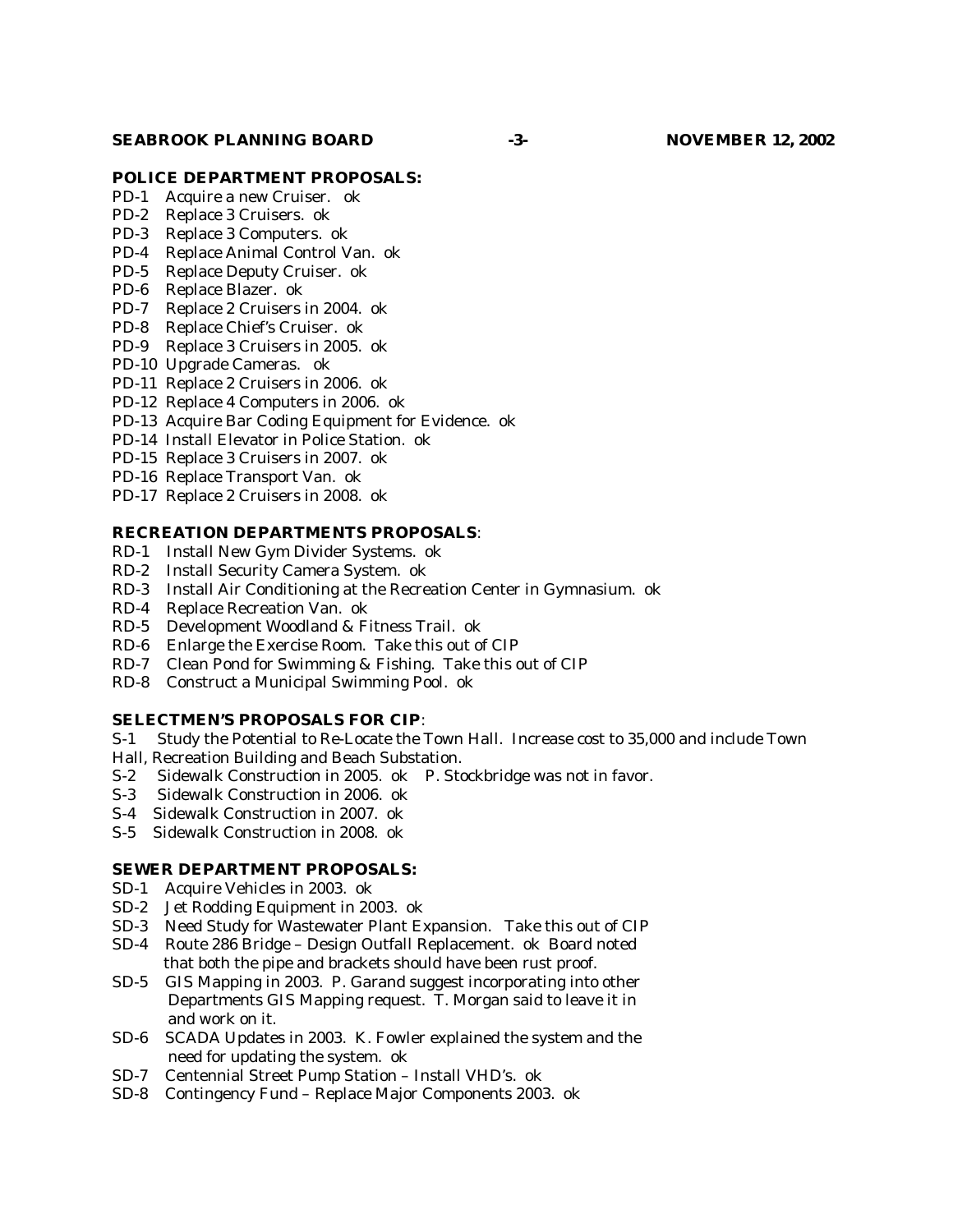**POLICE DEPARTMENT PROPOSALS:**

PD-1 Acquire a new Cruiser. ok
PD-2 Replace 3 Cruisers. ok
PD-3 Replace 3 Computers. ok
PD-4 Replace Animal Control Van. ok
PD-5 Replace Deputy Cruiser. ok
PD-6 Replace Blazer. ok
PD-7 Replace 2 Cruisers in 2004. ok
PD-8 Replace Chief's Cruiser. ok
PD-9 Replace 3 Cruisers in 2005. ok
PD-10 Upgrade Cameras. ok
PD-11 Replace 2 Cruisers in 2006. ok
PD-12 Replace 4 Computers in 2006. ok
PD-13 Acquire Bar Coding Equipment for Evidence. ok
PD-14 Install Elevator in Police Station. ok
PD-15 Replace 3 Cruisers in 2007. ok
PD-16 Replace Transport Van. ok
PD-17 Replace 2 Cruisers in 2008. ok

**RECREATION DEPARTMENTS PROPOSALS**:

RD-1 Install New Gym Divider Systems. ok
RD-2 Install Security Camera System. ok
RD-3 Install Air Conditioning at the Recreation Center in Gymnasium. ok
RD-4 Replace Recreation Van. ok
RD-5 Development Woodland & Fitness Trail. ok
RD-6 Enlarge the Exercise Room. Take this out of CIP
RD-7 Clean Pond for Swimming & Fishing. Take this out of CIP
RD-8 Construct a Municipal Swimming Pool. ok

**SELECTMEN'S PROPOSALS FOR CIP**:

S-1 Study the Potential to Re-Locate the Town Hall. Increase cost to 35,000 and include Town Hall, Recreation Building and Beach Substation.
S-2 Sidewalk Construction in 2005. ok P. Stockbridge was not in favor.
S-3 Sidewalk Construction in 2006. ok
S-4 Sidewalk Construction in 2007. ok
S-5 Sidewalk Construction in 2008. ok

**SEWER DEPARTMENT PROPOSALS:**

SD-1 Acquire Vehicles in 2003. ok
SD-2 Jet Rodding Equipment in 2003. ok
SD-3 Need Study for Wastewater Plant Expansion. Take this out of CIP
SD-4 Route 286 Bridge – Design Outfall Replacement. ok Board noted that both the pipe and brackets should have been rust proof.
SD-5 GIS Mapping in 2003. P. Garand suggest incorporating into other Departments GIS Mapping request. T. Morgan said to leave it in and work on it.
SD-6 SCADA Updates in 2003. K. Fowler explained the system and the need for updating the system. ok
SD-7 Centennial Street Pump Station – Install VHD's. ok
SD-8 Contingency Fund – Replace Major Components 2003. ok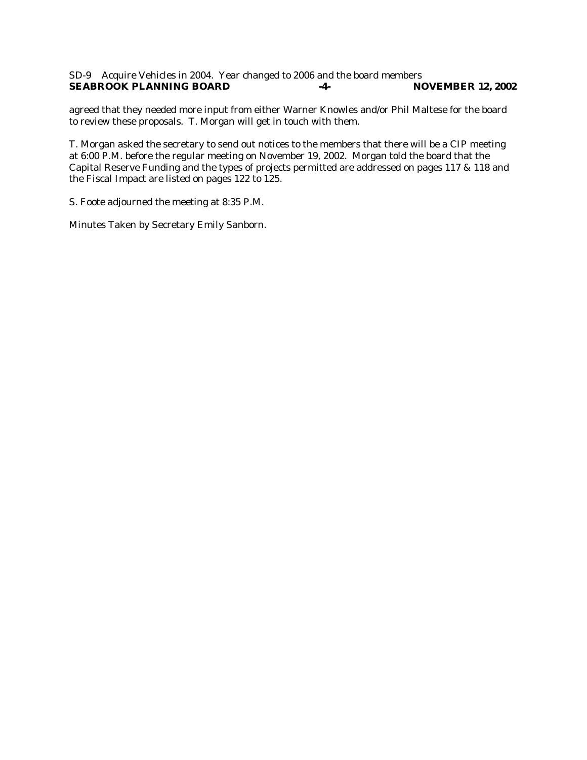SD-9 Acquire Vehicles in 2004. Year changed to 2006 and the board members

agreed that they needed more input from either Warner Knowles and/or Phil Maltese for the board to review these proposals. T. Morgan will get in touch with them.

T. Morgan asked the secretary to send out notices to the members that there will be a CIP meeting at 6:00 P.M. before the regular meeting on November 19, 2002. Morgan told the board that the Capital Reserve Funding and the types of projects permitted are addressed on pages 117 & 118 and the Fiscal Impact are listed on pages 122 to 125.

S. Foote adjourned the meeting at 8:35 P.M.

Minutes Taken by Secretary Emily Sanborn.